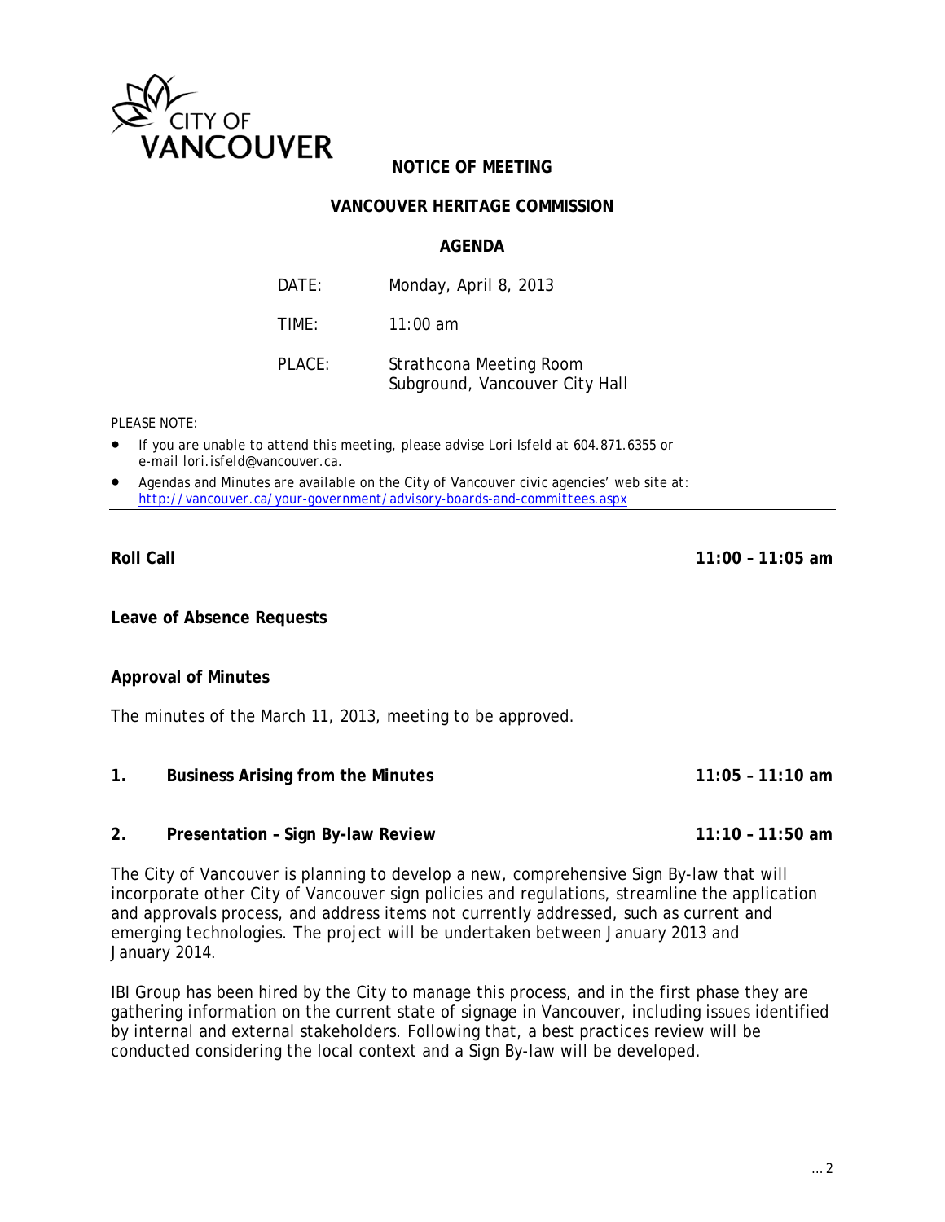CITY OF VANCOUVER

**NOTICE OF MEETING**

**VANCOUVER HERITAGE COMMISSION**

**AGENDA**

| | |
|---|---|
| DATE: | Monday, April 8, 2013 |
| TIME: | 11:00 am |
| PLACE: | Strathcona Meeting Room<br>Subground, Vancouver City Hall |

*PLEASE NOTE:*

- *If you are unable to attend this meeting, please advise Lori Isfeld at 604.871.6355 or e-mail lori.isfeld@vancouver.ca.*
- *Agendas and Minutes are available on the City of Vancouver civic agencies' web site at:* http://vancouver.ca/your-government/advisory-boards-and-committees.aspx

---

**Roll Call** **11:00 – 11:05 am**

**Leave of Absence Requests**

**Approval of Minutes**

The minutes of the March 11, 2013, meeting to be approved.

**1. Business Arising from the Minutes** **11:05 – 11:10 am**

**2. Presentation – Sign By-law Review** **11:10 – 11:50 am**

The City of Vancouver is planning to develop a new, comprehensive Sign By-law that will incorporate other City of Vancouver sign policies and regulations, streamline the application and approvals process, and address items not currently addressed, such as current and emerging technologies. The project will be undertaken between January 2013 and January 2014.

IBI Group has been hired by the City to manage this process, and in the first phase they are gathering information on the current state of signage in Vancouver, including issues identified by internal and external stakeholders. Following that, a best practices review will be conducted considering the local context and a Sign By-law will be developed.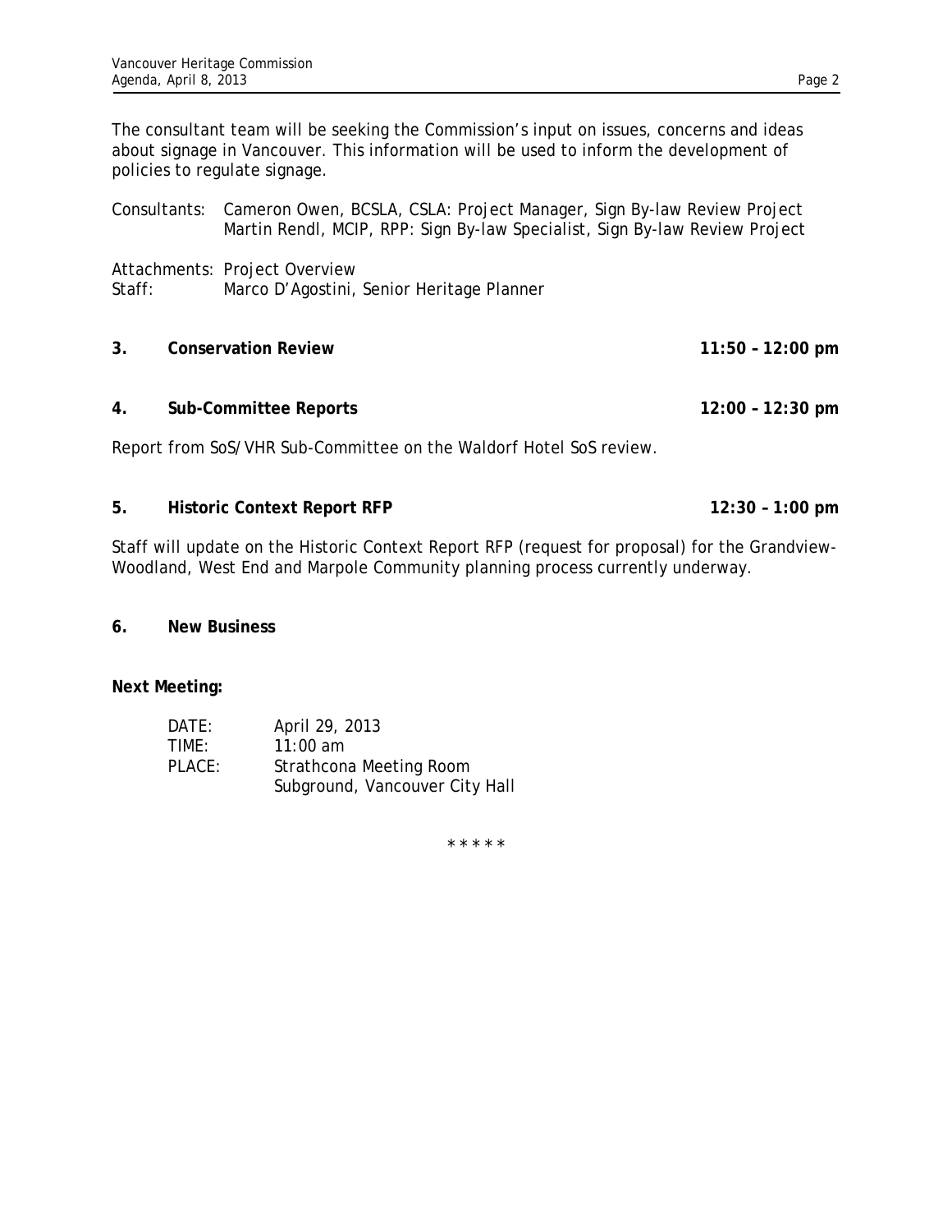The consultant team will be seeking the Commission's input on issues, concerns and ideas about signage in Vancouver. This information will be used to inform the development of policies to regulate signage.

Consultants: Cameron Owen, BCSLA, CSLA: Project Manager, Sign By-law Review Project
Martin Rendl, MCIP, RPP: Sign By-law Specialist, Sign By-law Review Project

Attachments: Project Overview
Staff: Marco D'Agostini, Senior Heritage Planner

## 3. Conservation Review 11:50 – 12:00 pm

## 4. Sub-Committee Reports 12:00 – 12:30 pm

Report from SoS/VHR Sub-Committee on the Waldorf Hotel SoS review.

## 5. Historic Context Report RFP 12:30 – 1:00 pm

Staff will update on the Historic Context Report RFP (request for proposal) for the Grandview-Woodland, West End and Marpole Community planning process currently underway.

## 6. New Business

**Next Meeting:**

DATE: April 29, 2013
TIME: 11:00 am
PLACE: Strathcona Meeting Room
Subground, Vancouver City Hall

\* \* \* \* \*